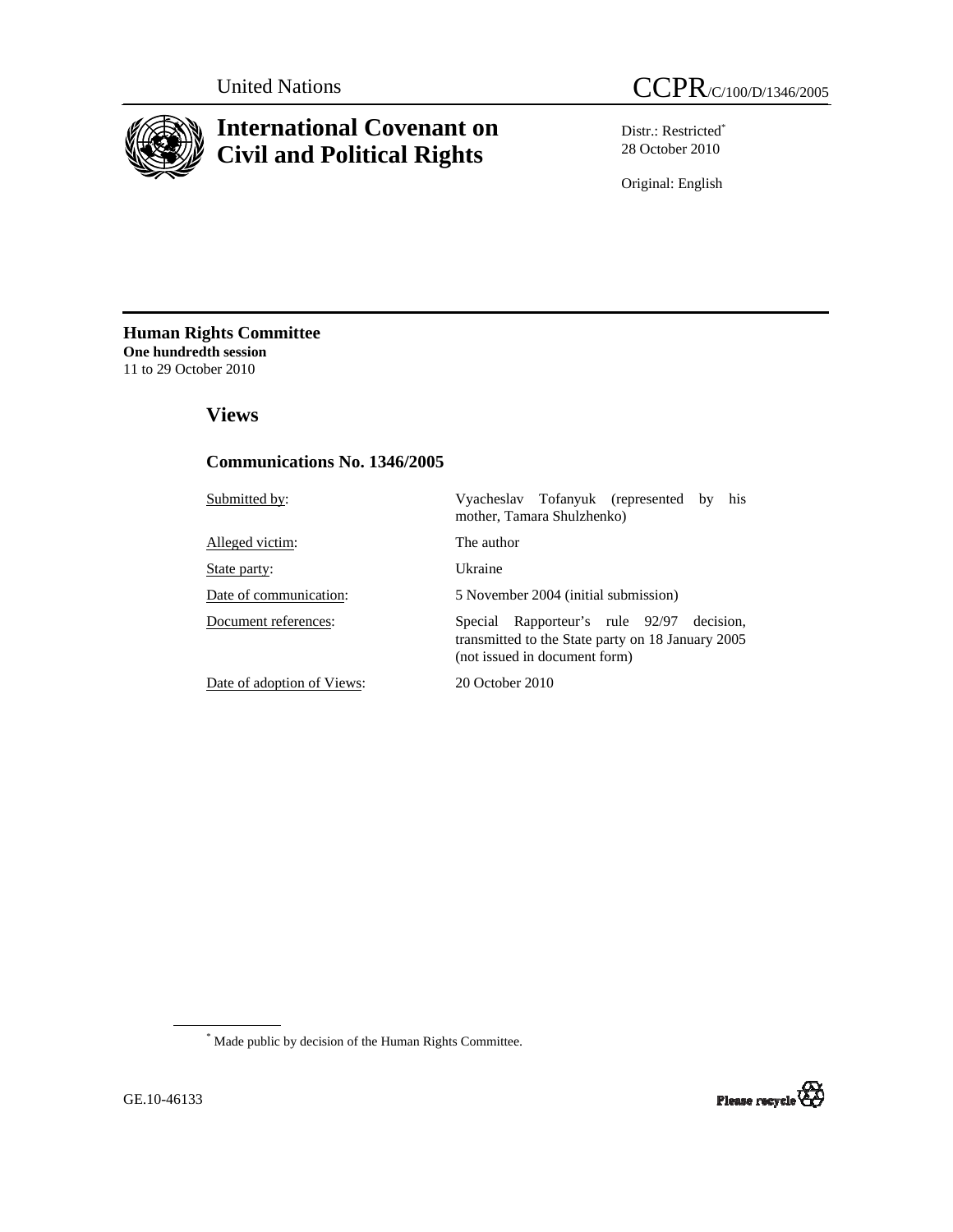United Nations

CCPR/C/100/D/1346/2005

# International Covenant on Civil and Political Rights

Distr.: Restricted[*]
28 October 2010

Original: English

**Human Rights Committee**
**One hundredth session**
11 to 29 October 2010

## Views

### Communications No. 1346/2005

| | |
|---|---|
| Submitted by: | Vyacheslav Tofanyuk (represented by his mother, Tamara Shulzhenko) |
| Alleged victim: | The author |
| State party: | Ukraine |
| Date of communication: | 5 November 2004 (initial submission) |
| Document references: | Special Rapporteur's rule 92/97 decision, transmitted to the State party on 18 January 2005 (not issued in document form) |
| Date of adoption of Views: | 20 October 2010 |

[*] Made public by decision of the Human Rights Committee.

GE.10-46133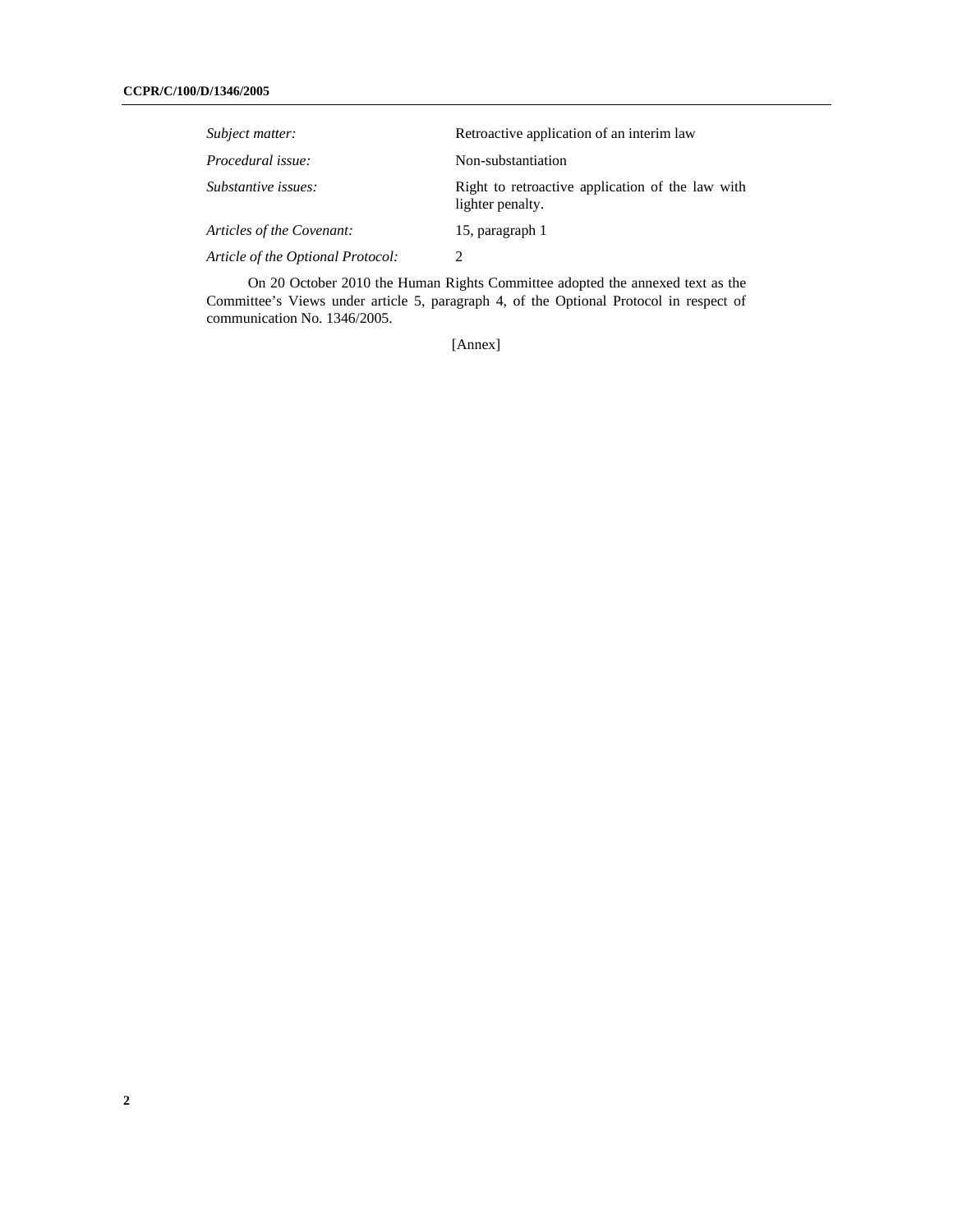| | |
|---|---|
| *Subject matter:* | Retroactive application of an interim law |
| *Procedural issue:* | Non-substantiation |
| *Substantive issues:* | Right to retroactive application of the law with lighter penalty. |
| *Articles of the Covenant:* | 15, paragraph 1 |
| *Article of the Optional Protocol:* | 2 |

On 20 October 2010 the Human Rights Committee adopted the annexed text as the Committee's Views under article 5, paragraph 4, of the Optional Protocol in respect of communication No. 1346/2005.

[Annex]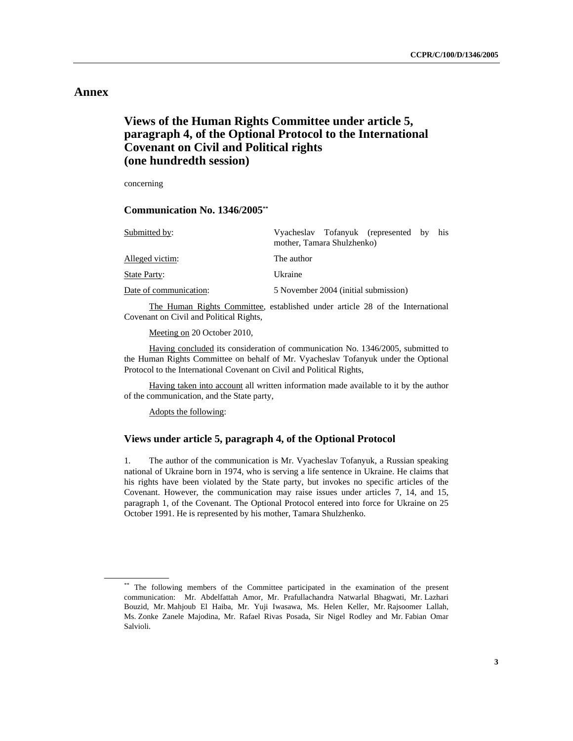# Annex

## Views of the Human Rights Committee under article 5, paragraph 4, of the Optional Protocol to the International Covenant on Civil and Political rights (one hundredth session)

concerning

### Communication No. 1346/2005**

| | |
|---|---|
| Submitted by: | Vyacheslav Tofanyuk (represented by his mother, Tamara Shulzhenko) |
| Alleged victim: | The author |
| State Party: | Ukraine |
| Date of communication: | 5 November 2004 (initial submission) |

The Human Rights Committee, established under article 28 of the International Covenant on Civil and Political Rights,

Meeting on 20 October 2010,

Having concluded its consideration of communication No. 1346/2005, submitted to the Human Rights Committee on behalf of Mr. Vyacheslav Tofanyuk under the Optional Protocol to the International Covenant on Civil and Political Rights,

Having taken into account all written information made available to it by the author of the communication, and the State party,

Adopts the following:

### Views under article 5, paragraph 4, of the Optional Protocol

1. The author of the communication is Mr. Vyacheslav Tofanyuk, a Russian speaking national of Ukraine born in 1974, who is serving a life sentence in Ukraine. He claims that his rights have been violated by the State party, but invokes no specific articles of the Covenant. However, the communication may raise issues under articles 7, 14, and 15, paragraph 1, of the Covenant. The Optional Protocol entered into force for Ukraine on 25 October 1991. He is represented by his mother, Tamara Shulzhenko.

---

** The following members of the Committee participated in the examination of the present communication: Mr. Abdelfattah Amor, Mr. Prafullachandra Natwarlal Bhagwati, Mr. Lazhari Bouzid, Mr. Mahjoub El Haiba, Mr. Yuji Iwasawa, Ms. Helen Keller, Mr. Rajsoomer Lallah, Ms. Zonke Zanele Majodina, Mr. Rafael Rivas Posada, Sir Nigel Rodley and Mr. Fabian Omar Salvioli.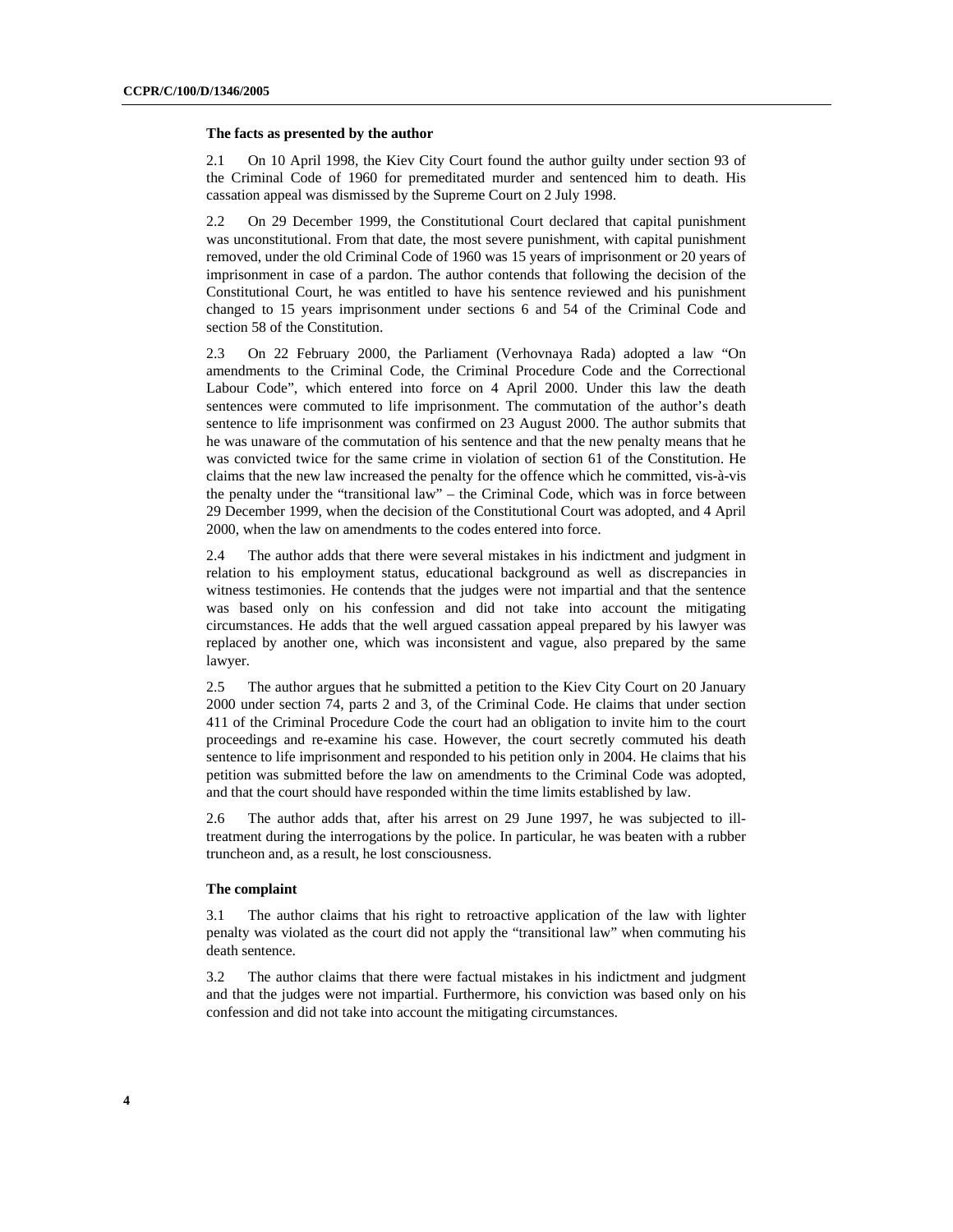**The facts as presented by the author**

2.1 On 10 April 1998, the Kiev City Court found the author guilty under section 93 of the Criminal Code of 1960 for premeditated murder and sentenced him to death. His cassation appeal was dismissed by the Supreme Court on 2 July 1998.

2.2 On 29 December 1999, the Constitutional Court declared that capital punishment was unconstitutional. From that date, the most severe punishment, with capital punishment removed, under the old Criminal Code of 1960 was 15 years of imprisonment or 20 years of imprisonment in case of a pardon. The author contends that following the decision of the Constitutional Court, he was entitled to have his sentence reviewed and his punishment changed to 15 years imprisonment under sections 6 and 54 of the Criminal Code and section 58 of the Constitution.

2.3 On 22 February 2000, the Parliament (Verhovnaya Rada) adopted a law "On amendments to the Criminal Code, the Criminal Procedure Code and the Correctional Labour Code", which entered into force on 4 April 2000. Under this law the death sentences were commuted to life imprisonment. The commutation of the author's death sentence to life imprisonment was confirmed on 23 August 2000. The author submits that he was unaware of the commutation of his sentence and that the new penalty means that he was convicted twice for the same crime in violation of section 61 of the Constitution. He claims that the new law increased the penalty for the offence which he committed, vis-à-vis the penalty under the "transitional law" – the Criminal Code, which was in force between 29 December 1999, when the decision of the Constitutional Court was adopted, and 4 April 2000, when the law on amendments to the codes entered into force.

2.4 The author adds that there were several mistakes in his indictment and judgment in relation to his employment status, educational background as well as discrepancies in witness testimonies. He contends that the judges were not impartial and that the sentence was based only on his confession and did not take into account the mitigating circumstances. He adds that the well argued cassation appeal prepared by his lawyer was replaced by another one, which was inconsistent and vague, also prepared by the same lawyer.

2.5 The author argues that he submitted a petition to the Kiev City Court on 20 January 2000 under section 74, parts 2 and 3, of the Criminal Code. He claims that under section 411 of the Criminal Procedure Code the court had an obligation to invite him to the court proceedings and re-examine his case. However, the court secretly commuted his death sentence to life imprisonment and responded to his petition only in 2004. He claims that his petition was submitted before the law on amendments to the Criminal Code was adopted, and that the court should have responded within the time limits established by law.

2.6 The author adds that, after his arrest on 29 June 1997, he was subjected to ill-treatment during the interrogations by the police. In particular, he was beaten with a rubber truncheon and, as a result, he lost consciousness.

**The complaint**

3.1 The author claims that his right to retroactive application of the law with lighter penalty was violated as the court did not apply the "transitional law" when commuting his death sentence.

3.2 The author claims that there were factual mistakes in his indictment and judgment and that the judges were not impartial. Furthermore, his conviction was based only on his confession and did not take into account the mitigating circumstances.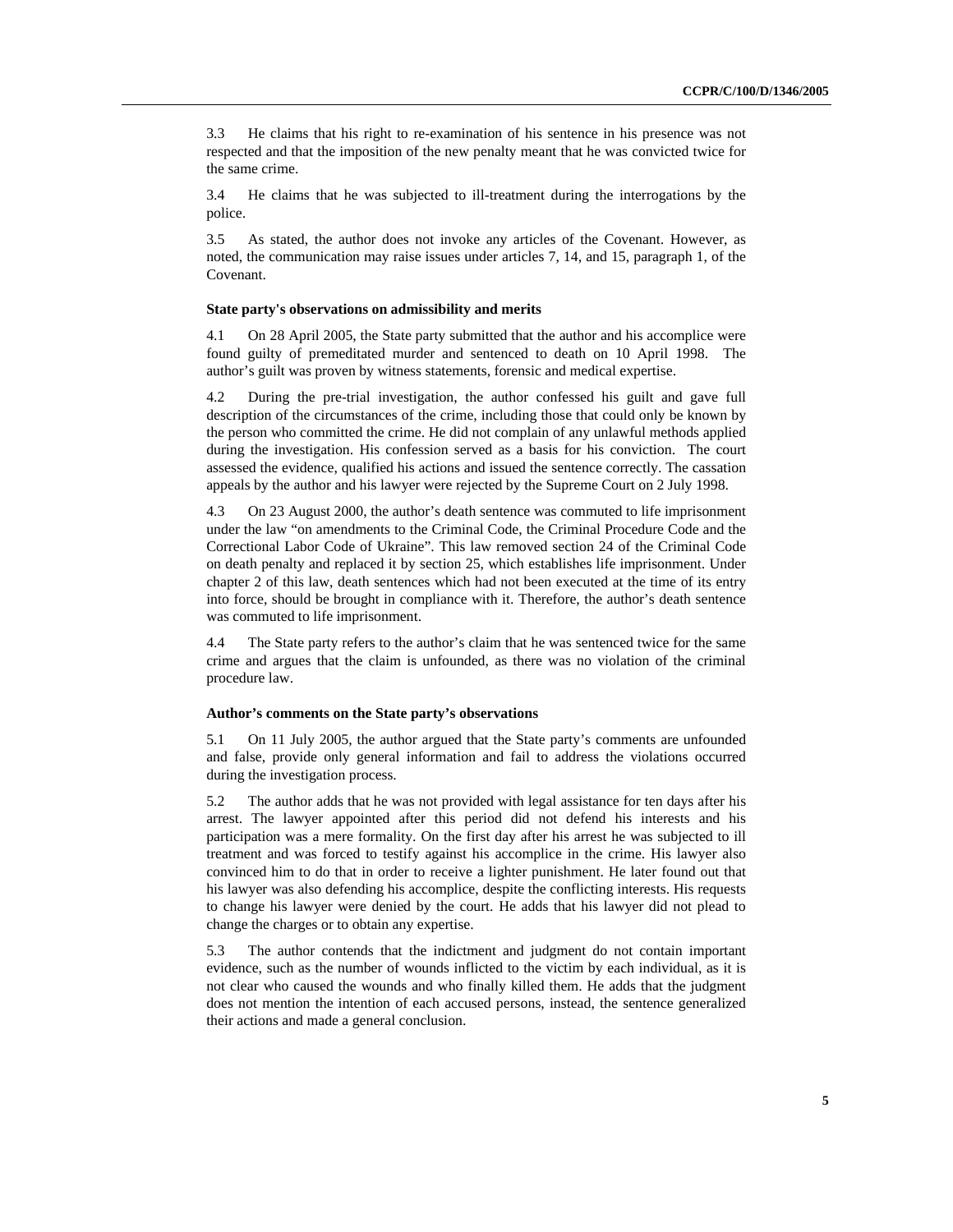3.3 He claims that his right to re-examination of his sentence in his presence was not respected and that the imposition of the new penalty meant that he was convicted twice for the same crime.

3.4 He claims that he was subjected to ill-treatment during the interrogations by the police.

3.5 As stated, the author does not invoke any articles of the Covenant. However, as noted, the communication may raise issues under articles 7, 14, and 15, paragraph 1, of the Covenant.

**State party's observations on admissibility and merits**

4.1 On 28 April 2005, the State party submitted that the author and his accomplice were found guilty of premeditated murder and sentenced to death on 10 April 1998. The author's guilt was proven by witness statements, forensic and medical expertise.

4.2 During the pre-trial investigation, the author confessed his guilt and gave full description of the circumstances of the crime, including those that could only be known by the person who committed the crime. He did not complain of any unlawful methods applied during the investigation. His confession served as a basis for his conviction. The court assessed the evidence, qualified his actions and issued the sentence correctly. The cassation appeals by the author and his lawyer were rejected by the Supreme Court on 2 July 1998.

4.3 On 23 August 2000, the author's death sentence was commuted to life imprisonment under the law "on amendments to the Criminal Code, the Criminal Procedure Code and the Correctional Labor Code of Ukraine". This law removed section 24 of the Criminal Code on death penalty and replaced it by section 25, which establishes life imprisonment. Under chapter 2 of this law, death sentences which had not been executed at the time of its entry into force, should be brought in compliance with it. Therefore, the author's death sentence was commuted to life imprisonment.

4.4 The State party refers to the author's claim that he was sentenced twice for the same crime and argues that the claim is unfounded, as there was no violation of the criminal procedure law.

**Author's comments on the State party's observations**

5.1 On 11 July 2005, the author argued that the State party's comments are unfounded and false, provide only general information and fail to address the violations occurred during the investigation process.

5.2 The author adds that he was not provided with legal assistance for ten days after his arrest. The lawyer appointed after this period did not defend his interests and his participation was a mere formality. On the first day after his arrest he was subjected to ill treatment and was forced to testify against his accomplice in the crime. His lawyer also convinced him to do that in order to receive a lighter punishment. He later found out that his lawyer was also defending his accomplice, despite the conflicting interests. His requests to change his lawyer were denied by the court. He adds that his lawyer did not plead to change the charges or to obtain any expertise.

5.3 The author contends that the indictment and judgment do not contain important evidence, such as the number of wounds inflicted to the victim by each individual, as it is not clear who caused the wounds and who finally killed them. He adds that the judgment does not mention the intention of each accused persons, instead, the sentence generalized their actions and made a general conclusion.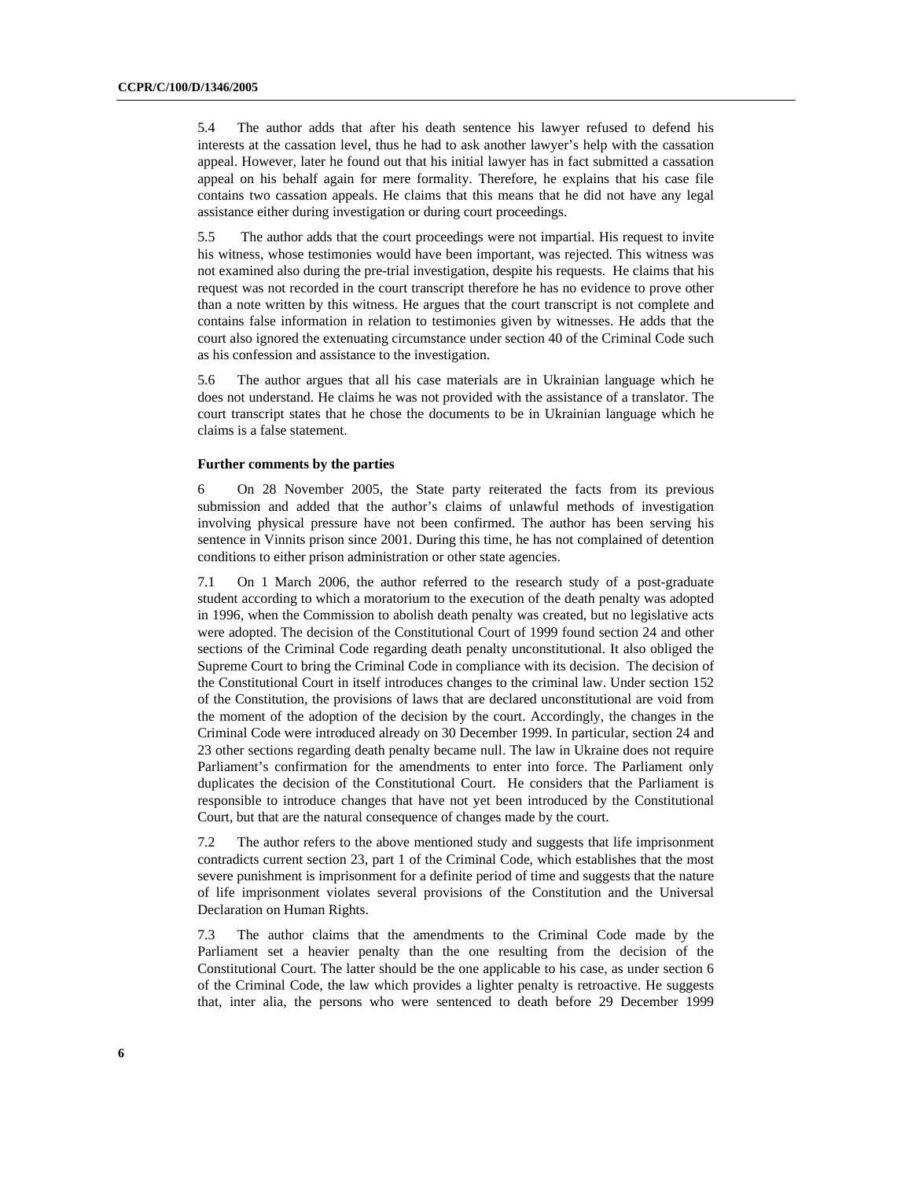5.4 The author adds that after his death sentence his lawyer refused to defend his interests at the cassation level, thus he had to ask another lawyer's help with the cassation appeal. However, later he found out that his initial lawyer has in fact submitted a cassation appeal on his behalf again for mere formality. Therefore, he explains that his case file contains two cassation appeals. He claims that this means that he did not have any legal assistance either during investigation or during court proceedings.

5.5 The author adds that the court proceedings were not impartial. His request to invite his witness, whose testimonies would have been important, was rejected. This witness was not examined also during the pre-trial investigation, despite his requests. He claims that his request was not recorded in the court transcript therefore he has no evidence to prove other than a note written by this witness. He argues that the court transcript is not complete and contains false information in relation to testimonies given by witnesses. He adds that the court also ignored the extenuating circumstance under section 40 of the Criminal Code such as his confession and assistance to the investigation.

5.6 The author argues that all his case materials are in Ukrainian language which he does not understand. He claims he was not provided with the assistance of a translator. The court transcript states that he chose the documents to be in Ukrainian language which he claims is a false statement.

**Further comments by the parties**

6 On 28 November 2005, the State party reiterated the facts from its previous submission and added that the author's claims of unlawful methods of investigation involving physical pressure have not been confirmed. The author has been serving his sentence in Vinnits prison since 2001. During this time, he has not complained of detention conditions to either prison administration or other state agencies.

7.1 On 1 March 2006, the author referred to the research study of a post-graduate student according to which a moratorium to the execution of the death penalty was adopted in 1996, when the Commission to abolish death penalty was created, but no legislative acts were adopted. The decision of the Constitutional Court of 1999 found section 24 and other sections of the Criminal Code regarding death penalty unconstitutional. It also obliged the Supreme Court to bring the Criminal Code in compliance with its decision. The decision of the Constitutional Court in itself introduces changes to the criminal law. Under section 152 of the Constitution, the provisions of laws that are declared unconstitutional are void from the moment of the adoption of the decision by the court. Accordingly, the changes in the Criminal Code were introduced already on 30 December 1999. In particular, section 24 and 23 other sections regarding death penalty became null. The law in Ukraine does not require Parliament's confirmation for the amendments to enter into force. The Parliament only duplicates the decision of the Constitutional Court. He considers that the Parliament is responsible to introduce changes that have not yet been introduced by the Constitutional Court, but that are the natural consequence of changes made by the court.

7.2 The author refers to the above mentioned study and suggests that life imprisonment contradicts current section 23, part 1 of the Criminal Code, which establishes that the most severe punishment is imprisonment for a definite period of time and suggests that the nature of life imprisonment violates several provisions of the Constitution and the Universal Declaration on Human Rights.

7.3 The author claims that the amendments to the Criminal Code made by the Parliament set a heavier penalty than the one resulting from the decision of the Constitutional Court. The latter should be the one applicable to his case, as under section 6 of the Criminal Code, the law which provides a lighter penalty is retroactive. He suggests that, inter alia, the persons who were sentenced to death before 29 December 1999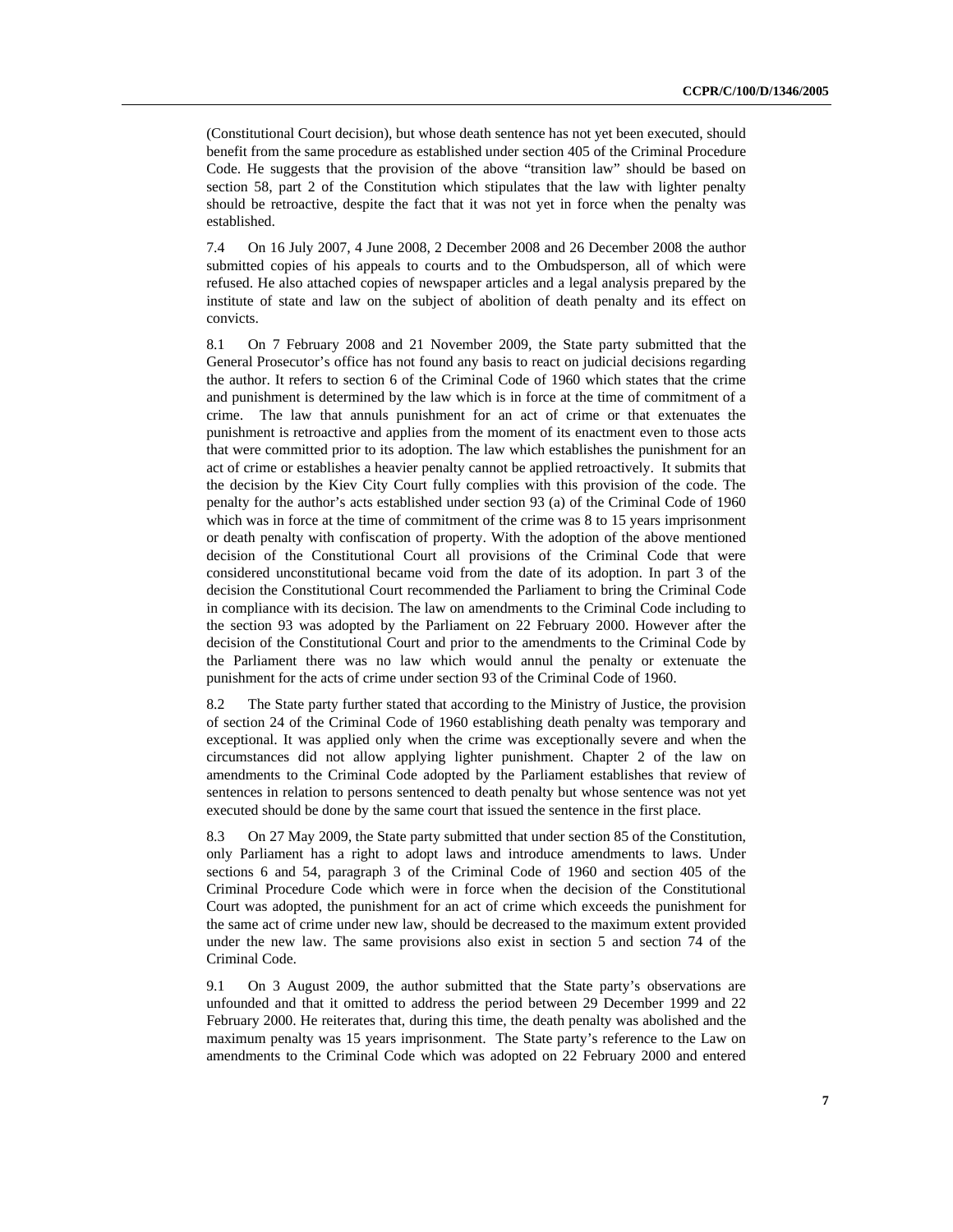(Constitutional Court decision), but whose death sentence has not yet been executed, should benefit from the same procedure as established under section 405 of the Criminal Procedure Code. He suggests that the provision of the above "transition law" should be based on section 58, part 2 of the Constitution which stipulates that the law with lighter penalty should be retroactive, despite the fact that it was not yet in force when the penalty was established.

7.4 On 16 July 2007, 4 June 2008, 2 December 2008 and 26 December 2008 the author submitted copies of his appeals to courts and to the Ombudsperson, all of which were refused. He also attached copies of newspaper articles and a legal analysis prepared by the institute of state and law on the subject of abolition of death penalty and its effect on convicts.

8.1 On 7 February 2008 and 21 November 2009, the State party submitted that the General Prosecutor's office has not found any basis to react on judicial decisions regarding the author. It refers to section 6 of the Criminal Code of 1960 which states that the crime and punishment is determined by the law which is in force at the time of commitment of a crime. The law that annuls punishment for an act of crime or that extenuates the punishment is retroactive and applies from the moment of its enactment even to those acts that were committed prior to its adoption. The law which establishes the punishment for an act of crime or establishes a heavier penalty cannot be applied retroactively. It submits that the decision by the Kiev City Court fully complies with this provision of the code. The penalty for the author's acts established under section 93 (a) of the Criminal Code of 1960 which was in force at the time of commitment of the crime was 8 to 15 years imprisonment or death penalty with confiscation of property. With the adoption of the above mentioned decision of the Constitutional Court all provisions of the Criminal Code that were considered unconstitutional became void from the date of its adoption. In part 3 of the decision the Constitutional Court recommended the Parliament to bring the Criminal Code in compliance with its decision. The law on amendments to the Criminal Code including to the section 93 was adopted by the Parliament on 22 February 2000. However after the decision of the Constitutional Court and prior to the amendments to the Criminal Code by the Parliament there was no law which would annul the penalty or extenuate the punishment for the acts of crime under section 93 of the Criminal Code of 1960.

8.2 The State party further stated that according to the Ministry of Justice, the provision of section 24 of the Criminal Code of 1960 establishing death penalty was temporary and exceptional. It was applied only when the crime was exceptionally severe and when the circumstances did not allow applying lighter punishment. Chapter 2 of the law on amendments to the Criminal Code adopted by the Parliament establishes that review of sentences in relation to persons sentenced to death penalty but whose sentence was not yet executed should be done by the same court that issued the sentence in the first place.

8.3 On 27 May 2009, the State party submitted that under section 85 of the Constitution, only Parliament has a right to adopt laws and introduce amendments to laws. Under sections 6 and 54, paragraph 3 of the Criminal Code of 1960 and section 405 of the Criminal Procedure Code which were in force when the decision of the Constitutional Court was adopted, the punishment for an act of crime which exceeds the punishment for the same act of crime under new law, should be decreased to the maximum extent provided under the new law. The same provisions also exist in section 5 and section 74 of the Criminal Code.

9.1 On 3 August 2009, the author submitted that the State party's observations are unfounded and that it omitted to address the period between 29 December 1999 and 22 February 2000. He reiterates that, during this time, the death penalty was abolished and the maximum penalty was 15 years imprisonment. The State party's reference to the Law on amendments to the Criminal Code which was adopted on 22 February 2000 and entered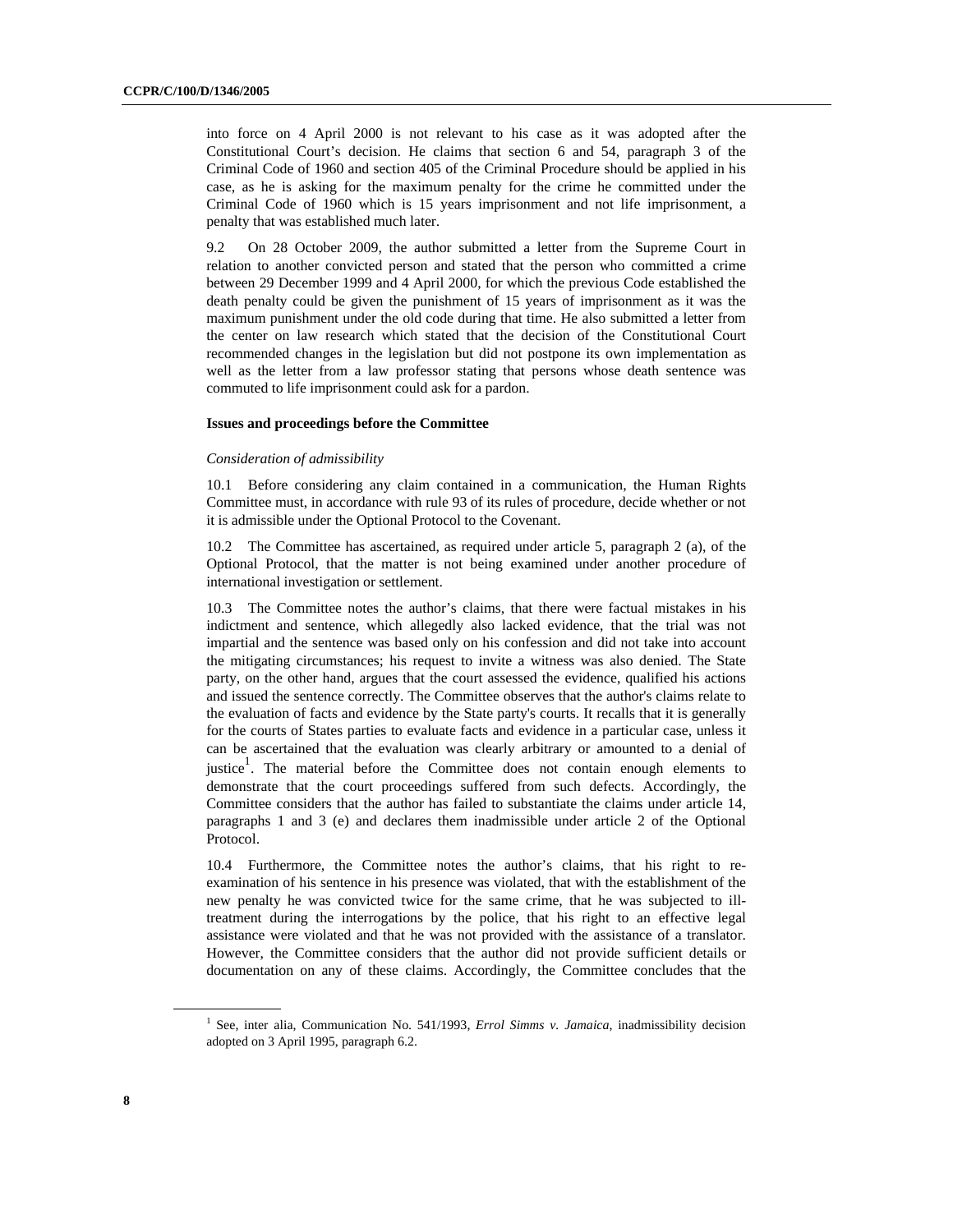into force on 4 April 2000 is not relevant to his case as it was adopted after the Constitutional Court's decision. He claims that section 6 and 54, paragraph 3 of the Criminal Code of 1960 and section 405 of the Criminal Procedure should be applied in his case, as he is asking for the maximum penalty for the crime he committed under the Criminal Code of 1960 which is 15 years imprisonment and not life imprisonment, a penalty that was established much later.

9.2 On 28 October 2009, the author submitted a letter from the Supreme Court in relation to another convicted person and stated that the person who committed a crime between 29 December 1999 and 4 April 2000, for which the previous Code established the death penalty could be given the punishment of 15 years of imprisonment as it was the maximum punishment under the old code during that time. He also submitted a letter from the center on law research which stated that the decision of the Constitutional Court recommended changes in the legislation but did not postpone its own implementation as well as the letter from a law professor stating that persons whose death sentence was commuted to life imprisonment could ask for a pardon.

**Issues and proceedings before the Committee**

*Consideration of admissibility*

10.1 Before considering any claim contained in a communication, the Human Rights Committee must, in accordance with rule 93 of its rules of procedure, decide whether or not it is admissible under the Optional Protocol to the Covenant.

10.2 The Committee has ascertained, as required under article 5, paragraph 2 (a), of the Optional Protocol, that the matter is not being examined under another procedure of international investigation or settlement.

10.3 The Committee notes the author's claims, that there were factual mistakes in his indictment and sentence, which allegedly also lacked evidence, that the trial was not impartial and the sentence was based only on his confession and did not take into account the mitigating circumstances; his request to invite a witness was also denied. The State party, on the other hand, argues that the court assessed the evidence, qualified his actions and issued the sentence correctly. The Committee observes that the author's claims relate to the evaluation of facts and evidence by the State party's courts. It recalls that it is generally for the courts of States parties to evaluate facts and evidence in a particular case, unless it can be ascertained that the evaluation was clearly arbitrary or amounted to a denial of justice[1]. The material before the Committee does not contain enough elements to demonstrate that the court proceedings suffered from such defects. Accordingly, the Committee considers that the author has failed to substantiate the claims under article 14, paragraphs 1 and 3 (e) and declares them inadmissible under article 2 of the Optional Protocol.

10.4 Furthermore, the Committee notes the author's claims, that his right to re-examination of his sentence in his presence was violated, that with the establishment of the new penalty he was convicted twice for the same crime, that he was subjected to ill-treatment during the interrogations by the police, that his right to an effective legal assistance were violated and that he was not provided with the assistance of a translator. However, the Committee considers that the author did not provide sufficient details or documentation on any of these claims. Accordingly, the Committee concludes that the

[1] See, inter alia, Communication No. 541/1993, *Errol Simms v. Jamaica*, inadmissibility decision adopted on 3 April 1995, paragraph 6.2.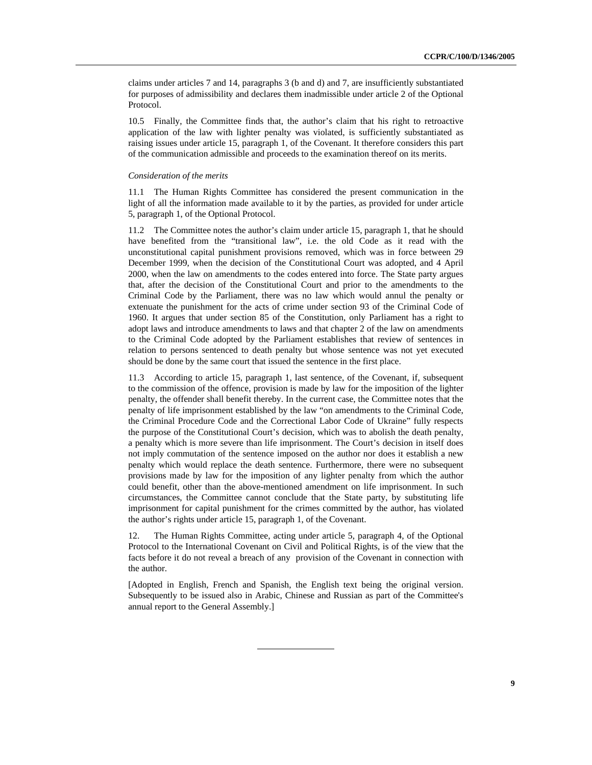claims under articles 7 and 14, paragraphs 3 (b and d) and 7, are insufficiently substantiated for purposes of admissibility and declares them inadmissible under article 2 of the Optional Protocol.

10.5 Finally, the Committee finds that, the author's claim that his right to retroactive application of the law with lighter penalty was violated, is sufficiently substantiated as raising issues under article 15, paragraph 1, of the Covenant. It therefore considers this part of the communication admissible and proceeds to the examination thereof on its merits.

*Consideration of the merits*

11.1 The Human Rights Committee has considered the present communication in the light of all the information made available to it by the parties, as provided for under article 5, paragraph 1, of the Optional Protocol.

11.2 The Committee notes the author's claim under article 15, paragraph 1, that he should have benefited from the "transitional law", i.e. the old Code as it read with the unconstitutional capital punishment provisions removed, which was in force between 29 December 1999, when the decision of the Constitutional Court was adopted, and 4 April 2000, when the law on amendments to the codes entered into force. The State party argues that, after the decision of the Constitutional Court and prior to the amendments to the Criminal Code by the Parliament, there was no law which would annul the penalty or extenuate the punishment for the acts of crime under section 93 of the Criminal Code of 1960. It argues that under section 85 of the Constitution, only Parliament has a right to adopt laws and introduce amendments to laws and that chapter 2 of the law on amendments to the Criminal Code adopted by the Parliament establishes that review of sentences in relation to persons sentenced to death penalty but whose sentence was not yet executed should be done by the same court that issued the sentence in the first place.

11.3 According to article 15, paragraph 1, last sentence, of the Covenant, if, subsequent to the commission of the offence, provision is made by law for the imposition of the lighter penalty, the offender shall benefit thereby. In the current case, the Committee notes that the penalty of life imprisonment established by the law "on amendments to the Criminal Code, the Criminal Procedure Code and the Correctional Labor Code of Ukraine" fully respects the purpose of the Constitutional Court's decision, which was to abolish the death penalty, a penalty which is more severe than life imprisonment. The Court's decision in itself does not imply commutation of the sentence imposed on the author nor does it establish a new penalty which would replace the death sentence. Furthermore, there were no subsequent provisions made by law for the imposition of any lighter penalty from which the author could benefit, other than the above-mentioned amendment on life imprisonment. In such circumstances, the Committee cannot conclude that the State party, by substituting life imprisonment for capital punishment for the crimes committed by the author, has violated the author's rights under article 15, paragraph 1, of the Covenant.

12. The Human Rights Committee, acting under article 5, paragraph 4, of the Optional Protocol to the International Covenant on Civil and Political Rights, is of the view that the facts before it do not reveal a breach of any provision of the Covenant in connection with the author.

[Adopted in English, French and Spanish, the English text being the original version. Subsequently to be issued also in Arabic, Chinese and Russian as part of the Committee's annual report to the General Assembly.]